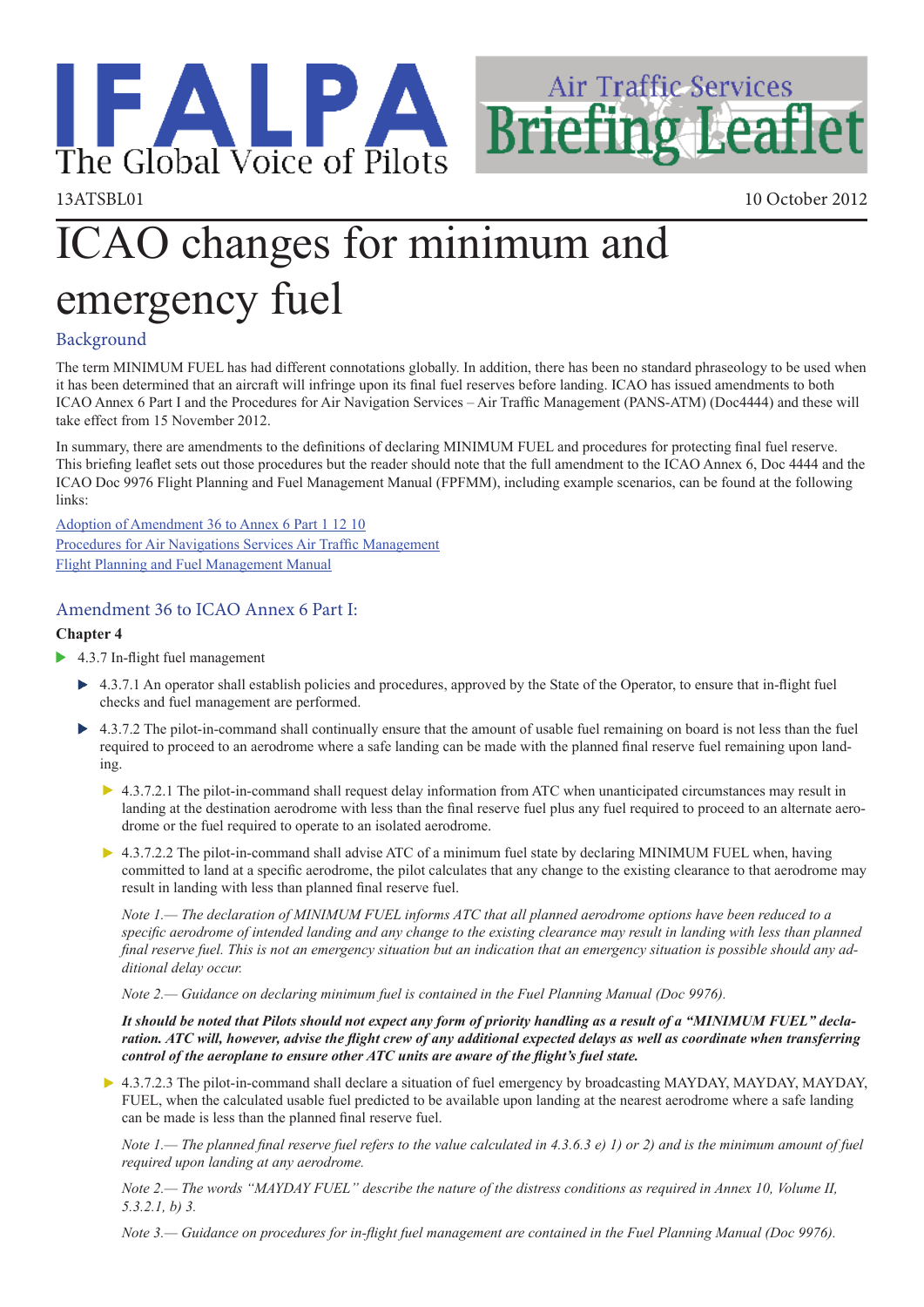IFALPA The Global Voice of Pilots

Air Traffic Services Briefing Leaflet

13ATSBL01

10 October 2012

# ICAO changes for minimum and emergency fuel

## Background

The term MINIMUM FUEL has had different connotations globally. In addition, there has been no standard phraseology to be used when it has been determined that an aircraft will infringe upon its final fuel reserves before landing. ICAO has issued amendments to both ICAO Annex 6 Part I and the Procedures for Air Navigation Services – Air Traffic Management (PANS-ATM) (Doc4444) and these will take effect from 15 November 2012.

In summary, there are amendments to the definitions of declaring MINIMUM FUEL and procedures for protecting final fuel reserve. This briefing leaflet sets out those procedures but the reader should note that the full amendment to the ICAO Annex 6, Doc 4444 and the ICAO Doc 9976 Flight Planning and Fuel Management Manual (FPFMM), including example scenarios, can be found at the following links:

Adoption of Amendment 36 to Annex 6 Part 1 12 10
Procedures for Air Navigations Services Air Traffic Management
Flight Planning and Fuel Management Manual

## Amendment 36 to ICAO Annex 6 Part I:

**Chapter 4**

- 4.3.7 In-flight fuel management
  - 4.3.7.1 An operator shall establish policies and procedures, approved by the State of the Operator, to ensure that in-flight fuel checks and fuel management are performed.
  - 4.3.7.2 The pilot-in-command shall continually ensure that the amount of usable fuel remaining on board is not less than the fuel required to proceed to an aerodrome where a safe landing can be made with the planned final reserve fuel remaining upon landing.
    - 4.3.7.2.1 The pilot-in-command shall request delay information from ATC when unanticipated circumstances may result in landing at the destination aerodrome with less than the final reserve fuel plus any fuel required to proceed to an alternate aerodrome or the fuel required to operate to an isolated aerodrome.
    - 4.3.7.2.2 The pilot-in-command shall advise ATC of a minimum fuel state by declaring MINIMUM FUEL when, having committed to land at a specific aerodrome, the pilot calculates that any change to the existing clearance to that aerodrome may result in landing with less than planned final reserve fuel.

      *Note 1.— The declaration of MINIMUM FUEL informs ATC that all planned aerodrome options have been reduced to a specific aerodrome of intended landing and any change to the existing clearance may result in landing with less than planned final reserve fuel. This is not an emergency situation but an indication that an emergency situation is possible should any additional delay occur.*

      *Note 2.— Guidance on declaring minimum fuel is contained in the Fuel Planning Manual (Doc 9976).*

      ***It should be noted that Pilots should not expect any form of priority handling as a result of a "MINIMUM FUEL" declaration. ATC will, however, advise the flight crew of any additional expected delays as well as coordinate when transferring control of the aeroplane to ensure other ATC units are aware of the flight's fuel state.***

    - 4.3.7.2.3 The pilot-in-command shall declare a situation of fuel emergency by broadcasting MAYDAY, MAYDAY, MAYDAY, FUEL, when the calculated usable fuel predicted to be available upon landing at the nearest aerodrome where a safe landing can be made is less than the planned final reserve fuel.

      *Note 1.— The planned final reserve fuel refers to the value calculated in 4.3.6.3 e) 1) or 2) and is the minimum amount of fuel required upon landing at any aerodrome.*

      *Note 2.— The words "MAYDAY FUEL" describe the nature of the distress conditions as required in Annex 10, Volume II, 5.3.2.1, b) 3.*

      *Note 3.— Guidance on procedures for in-flight fuel management are contained in the Fuel Planning Manual (Doc 9976).*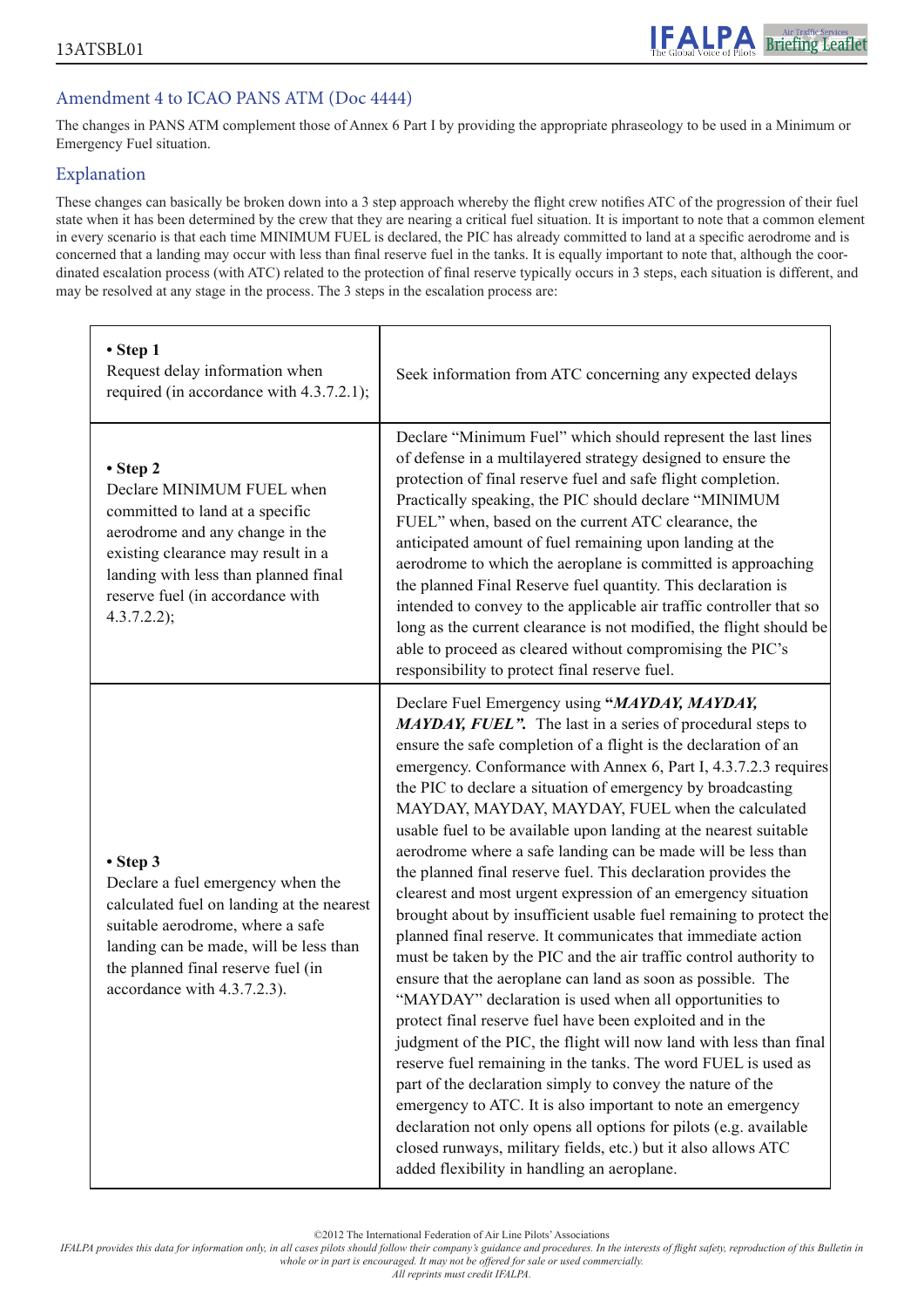## Amendment 4 to ICAO PANS ATM (Doc 4444)

The changes in PANS ATM complement those of Annex 6 Part I by providing the appropriate phraseology to be used in a Minimum or Emergency Fuel situation.

## Explanation

These changes can basically be broken down into a 3 step approach whereby the flight crew notifies ATC of the progression of their fuel state when it has been determined by the crew that they are nearing a critical fuel situation. It is important to note that a common element in every scenario is that each time MINIMUM FUEL is declared, the PIC has already committed to land at a specific aerodrome and is concerned that a landing may occur with less than final reserve fuel in the tanks. It is equally important to note that, although the coordinated escalation process (with ATC) related to the protection of final reserve typically occurs in 3 steps, each situation is different, and may be resolved at any stage in the process. The 3 steps in the escalation process are:

| | |
|---|---|
| **• Step 1**<br>Request delay information when required (in accordance with 4.3.7.2.1); | Seek information from ATC concerning any expected delays |
| **• Step 2**<br>Declare MINIMUM FUEL when committed to land at a specific aerodrome and any change in the existing clearance may result in a landing with less than planned final reserve fuel (in accordance with 4.3.7.2.2); | Declare "Minimum Fuel" which should represent the last lines of defense in a multilayered strategy designed to ensure the protection of final reserve fuel and safe flight completion. Practically speaking, the PIC should declare "MINIMUM FUEL" when, based on the current ATC clearance, the anticipated amount of fuel remaining upon landing at the aerodrome to which the aeroplane is committed is approaching the planned Final Reserve fuel quantity. This declaration is intended to convey to the applicable air traffic controller that so long as the current clearance is not modified, the flight should be able to proceed as cleared without compromising the PIC's responsibility to protect final reserve fuel. |
| **• Step 3**<br>Declare a fuel emergency when the calculated fuel on landing at the nearest suitable aerodrome, where a safe landing can be made, will be less than the planned final reserve fuel (in accordance with 4.3.7.2.3). | Declare Fuel Emergency using ***"MAYDAY, MAYDAY, MAYDAY, FUEL".*** The last in a series of procedural steps to ensure the safe completion of a flight is the declaration of an emergency. Conformance with Annex 6, Part I, 4.3.7.2.3 requires the PIC to declare a situation of emergency by broadcasting MAYDAY, MAYDAY, MAYDAY, FUEL when the calculated usable fuel to be available upon landing at the nearest suitable aerodrome where a safe landing can be made will be less than the planned final reserve fuel. This declaration provides the clearest and most urgent expression of an emergency situation brought about by insufficient usable fuel remaining to protect the planned final reserve. It communicates that immediate action must be taken by the PIC and the air traffic control authority to ensure that the aeroplane can land as soon as possible. The "MAYDAY" declaration is used when all opportunities to protect final reserve fuel have been exploited and in the judgment of the PIC, the flight will now land with less than final reserve fuel remaining in the tanks. The word FUEL is used as part of the declaration simply to convey the nature of the emergency to ATC. It is also important to note an emergency declaration not only opens all options for pilots (e.g. available closed runways, military fields, etc.) but it also allows ATC added flexibility in handling an aeroplane. |

©2012 The International Federation of Air Line Pilots' Associations

*IFALPA provides this data for information only, in all cases pilots should follow their company's guidance and procedures. In the interests of flight safety, reproduction of this Bulletin in whole or in part is encouraged. It may not be offered for sale or used commercially. All reprints must credit IFALPA.*